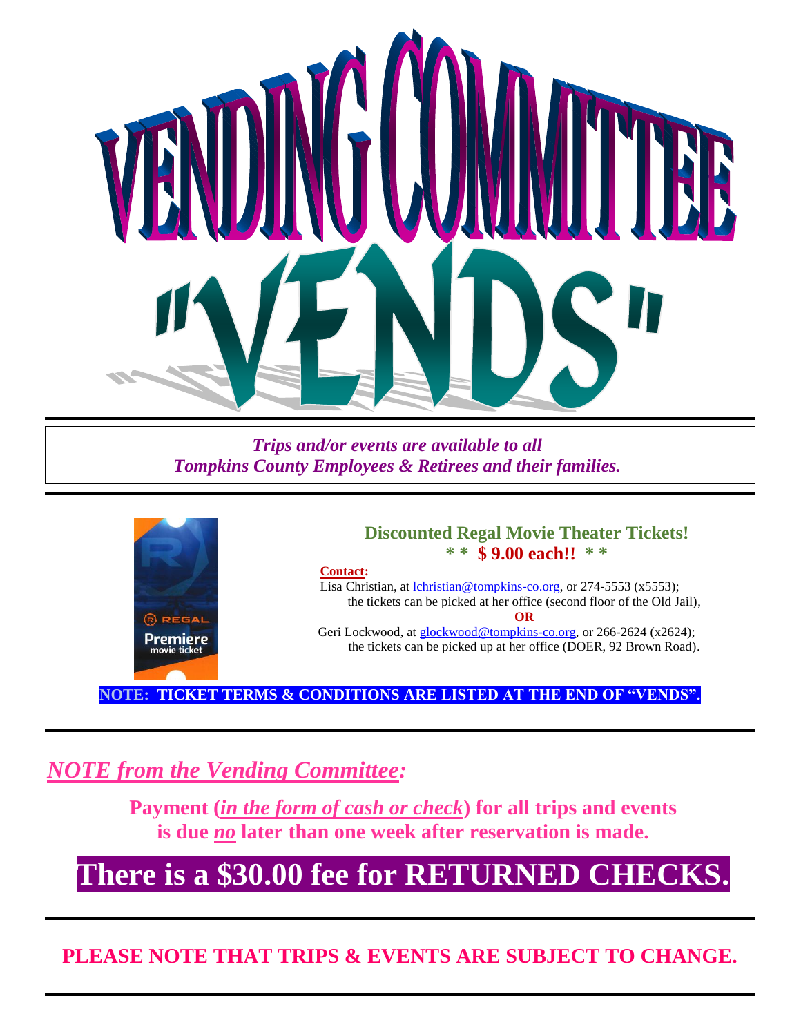# VENDING COMMITTEE "VENDS"

*Trips and/or events are available to all*
*Tompkins County Employees & Retirees and their families.*

---

## Discounted Regal Movie Theater Tickets!

**\* \* $ 9.00 each!! \* \***

**Contact:**

Lisa Christian, at lchristian@tompkins-co.org, or 274-5553 (x5553);
the tickets can be picked at her office (second floor of the Old Jail),

**OR**

Geri Lockwood, at glockwood@tompkins-co.org, or 266-2624 (x2624);
the tickets can be picked up at her office (DOER, 92 Brown Road).

**NOTE: TICKET TERMS & CONDITIONS ARE LISTED AT THE END OF "VENDS".**

---

## *NOTE from the Vending Committee:*

**Payment (*in the form of cash or check*) for all trips and events is due *no* later than one week after reservation is made.**

# There is a $30.00 fee for RETURNED CHECKS.

---

**PLEASE NOTE THAT TRIPS & EVENTS ARE SUBJECT TO CHANGE.**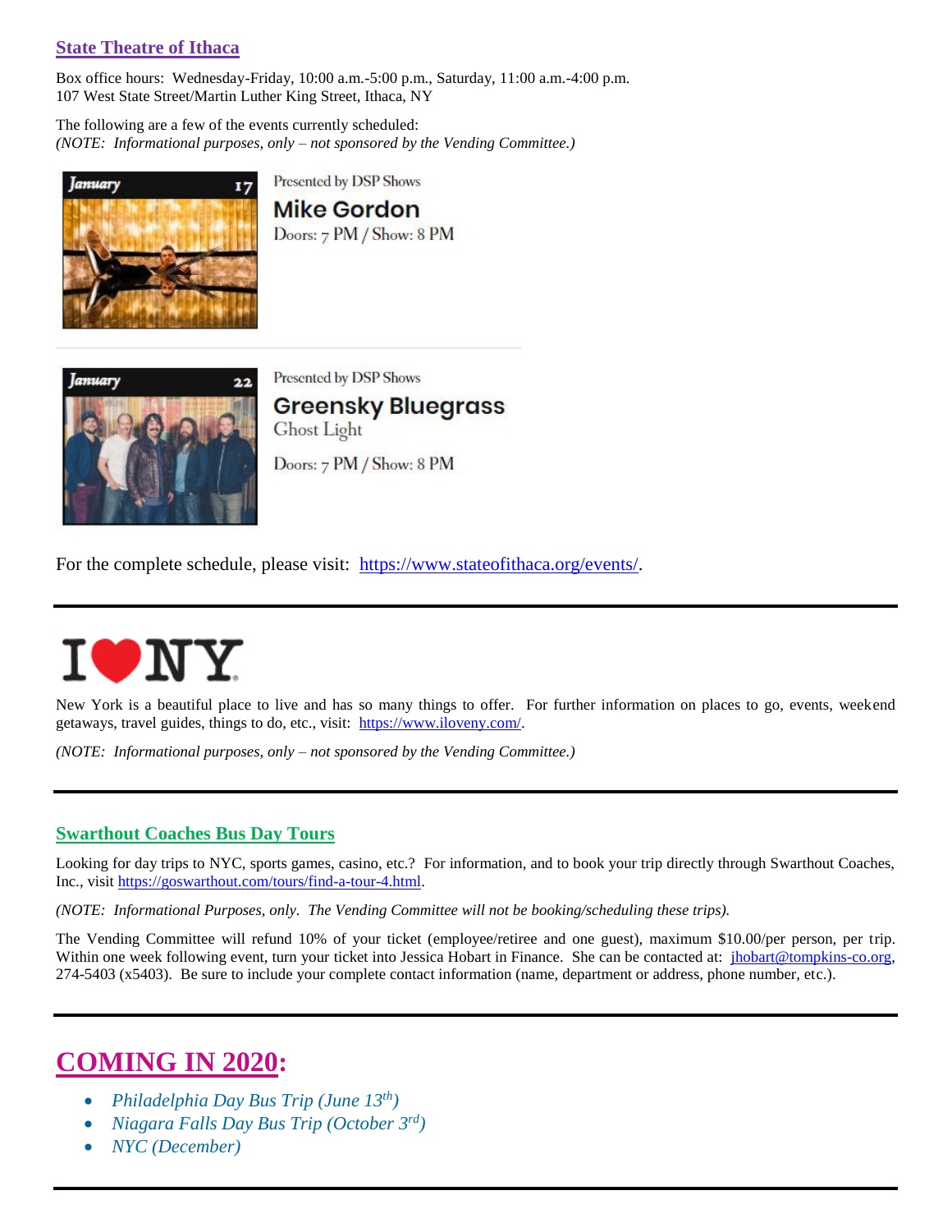## State Theatre of Ithaca

Box office hours: Wednesday-Friday, 10:00 a.m.-5:00 p.m., Saturday, 11:00 a.m.-4:00 p.m.
107 West State Street/Martin Luther King Street, Ithaca, NY

The following are a few of the events currently scheduled:
*(NOTE: Informational purposes, only – not sponsored by the Vending Committee.)*

January 17

Presented by DSP Shows
**Mike Gordon**
Doors: 7 PM / Show: 8 PM

---

January 22

Presented by DSP Shows
**Greensky Bluegrass**
Ghost Light
Doors: 7 PM / Show: 8 PM

For the complete schedule, please visit: https://www.stateofithaca.org/events/.

---

# I ❤ NY

New York is a beautiful place to live and has so many things to offer. For further information on places to go, events, weekend getaways, travel guides, things to do, etc., visit: https://www.iloveny.com/.

*(NOTE: Informational purposes, only – not sponsored by the Vending Committee.)*

---

## Swarthout Coaches Bus Day Tours

Looking for day trips to NYC, sports games, casino, etc.? For information, and to book your trip directly through Swarthout Coaches, Inc., visit https://goswarthout.com/tours/find-a-tour-4.html.

*(NOTE: Informational Purposes, only. The Vending Committee will not be booking/scheduling these trips).*

The Vending Committee will refund 10% of your ticket (employee/retiree and one guest), maximum $10.00/per person, per trip. Within one week following event, turn your ticket into Jessica Hobart in Finance. She can be contacted at: jhobart@tompkins-co.org, 274-5403 (x5403). Be sure to include your complete contact information (name, department or address, phone number, etc.).

---

# COMING IN 2020:

- *Philadelphia Day Bus Trip (June 13th)*
- *Niagara Falls Day Bus Trip (October 3rd)*
- *NYC (December)*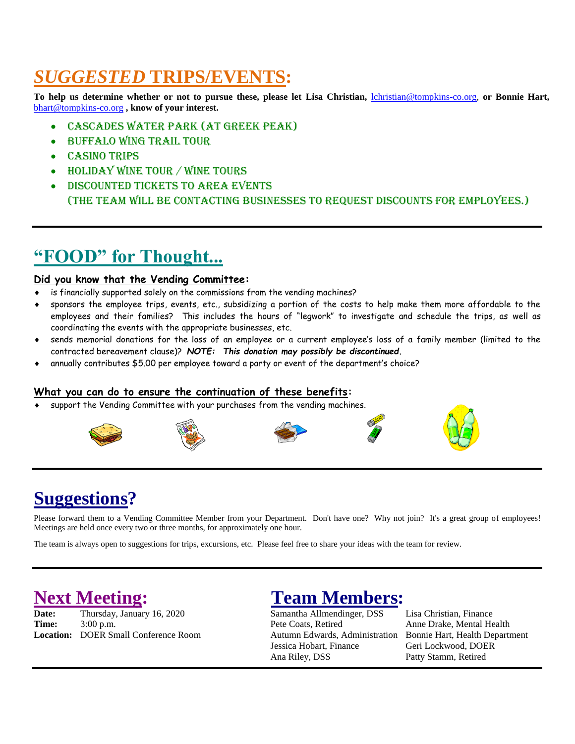# *SUGGESTED* TRIPS/EVENTS:

**To help us determine whether or not to pursue these, please let Lisa Christian, lchristian@tompkins-co.org, or Bonnie Hart, bhart@tompkins-co.org , know of your interest.**

- CASCADES WATER PARK (AT GREEK PEAK)
- BUFFALO WING TRAIL TOUR
- CASINO TRIPS
- HOLIDAY WINE TOUR / WINE TOURS
- DISCOUNTED TICKETS TO AREA EVENTS
  (THE TEAM WILL BE CONTACTING BUSINESSES TO REQUEST DISCOUNTS FOR EMPLOYEES.)

---

# "FOOD" for Thought...

**Did you know that the Vending Committee:**

- is financially supported solely on the commissions from the vending machines?
- sponsors the employee trips, events, etc., subsidizing a portion of the costs to help make them more affordable to the employees and their families? This includes the hours of "legwork" to investigate and schedule the trips, as well as coordinating the events with the appropriate businesses, etc.
- sends memorial donations for the loss of an employee or a current employee's loss of a family member (limited to the contracted bereavement clause)? ***NOTE: This donation may possibly be discontinued.***
- annually contributes $5.00 per employee toward a party or event of the department's choice?

**What you can do to ensure the continuation of these benefits:**

- support the Vending Committee with your purchases from the vending machines.

---

# Suggestions?

Please forward them to a Vending Committee Member from your Department. Don't have one? Why not join? It's a great group of employees! Meetings are held once every two or three months, for approximately one hour.

The team is always open to suggestions for trips, excursions, etc. Please feel free to share your ideas with the team for review.

---

# Next Meeting:

**Date:** Thursday, January 16, 2020
**Time:** 3:00 p.m.
**Location:** DOER Small Conference Room

# Team Members:

Samantha Allmendinger, DSS
Pete Coats, Retired
Autumn Edwards, Administration
Jessica Hobart, Finance
Ana Riley, DSS
Lisa Christian, Finance
Anne Drake, Mental Health
Bonnie Hart, Health Department
Geri Lockwood, DOER
Patty Stamm, Retired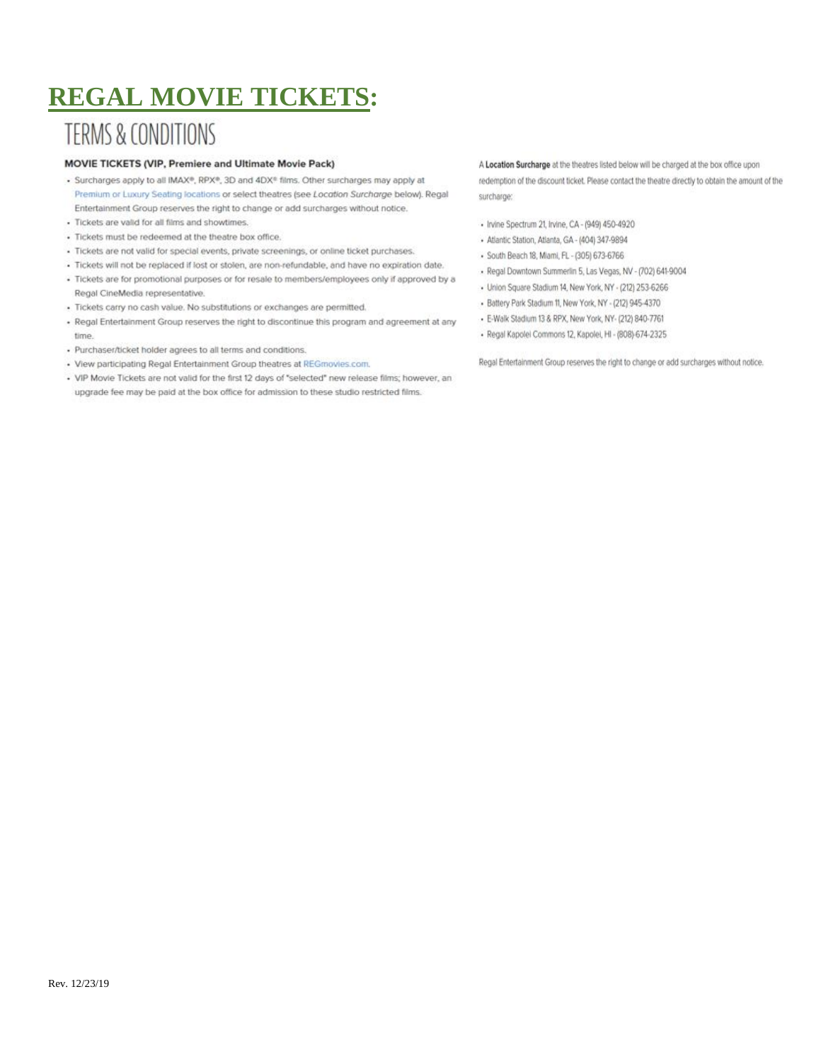# REGAL MOVIE TICKETS:

## TERMS & CONDITIONS

### MOVIE TICKETS (VIP, Premiere and Ultimate Movie Pack)

- Surcharges apply to all IMAX®, RPX®, 3D and 4DX® films. Other surcharges may apply at Premium or Luxury Seating locations or select theatres (see *Location Surcharge* below). Regal Entertainment Group reserves the right to change or add surcharges without notice.
- Tickets are valid for all films and showtimes.
- Tickets must be redeemed at the theatre box office.
- Tickets are not valid for special events, private screenings, or online ticket purchases.
- Tickets will not be replaced if lost or stolen, are non-refundable, and have no expiration date.
- Tickets are for promotional purposes or for resale to members/employees only if approved by a Regal CineMedia representative.
- Tickets carry no cash value. No substitutions or exchanges are permitted.
- Regal Entertainment Group reserves the right to discontinue this program and agreement at any time.
- Purchaser/ticket holder agrees to all terms and conditions.
- View participating Regal Entertainment Group theatres at REGmovies.com.
- VIP Movie Tickets are not valid for the first 12 days of "selected" new release films; however, an upgrade fee may be paid at the box office for admission to these studio restricted films.

A **Location Surcharge** at the theatres listed below will be charged at the box office upon redemption of the discount ticket. Please contact the theatre directly to obtain the amount of the surcharge:

- Irvine Spectrum 21, Irvine, CA - (949) 450-4920
- Atlantic Station, Atlanta, GA - (404) 347-9894
- South Beach 18, Miami, FL - (305) 673-6766
- Regal Downtown Summerlin 5, Las Vegas, NV - (702) 641-9004
- Union Square Stadium 14, New York, NY - (212) 253-6266
- Battery Park Stadium 11, New York, NY - (212) 945-4370
- E-Walk Stadium 13 & RPX, New York, NY- (212) 840-7761
- Regal Kapolei Commons 12, Kapolei, HI - (808)-674-2325

Regal Entertainment Group reserves the right to change or add surcharges without notice.

Rev. 12/23/19